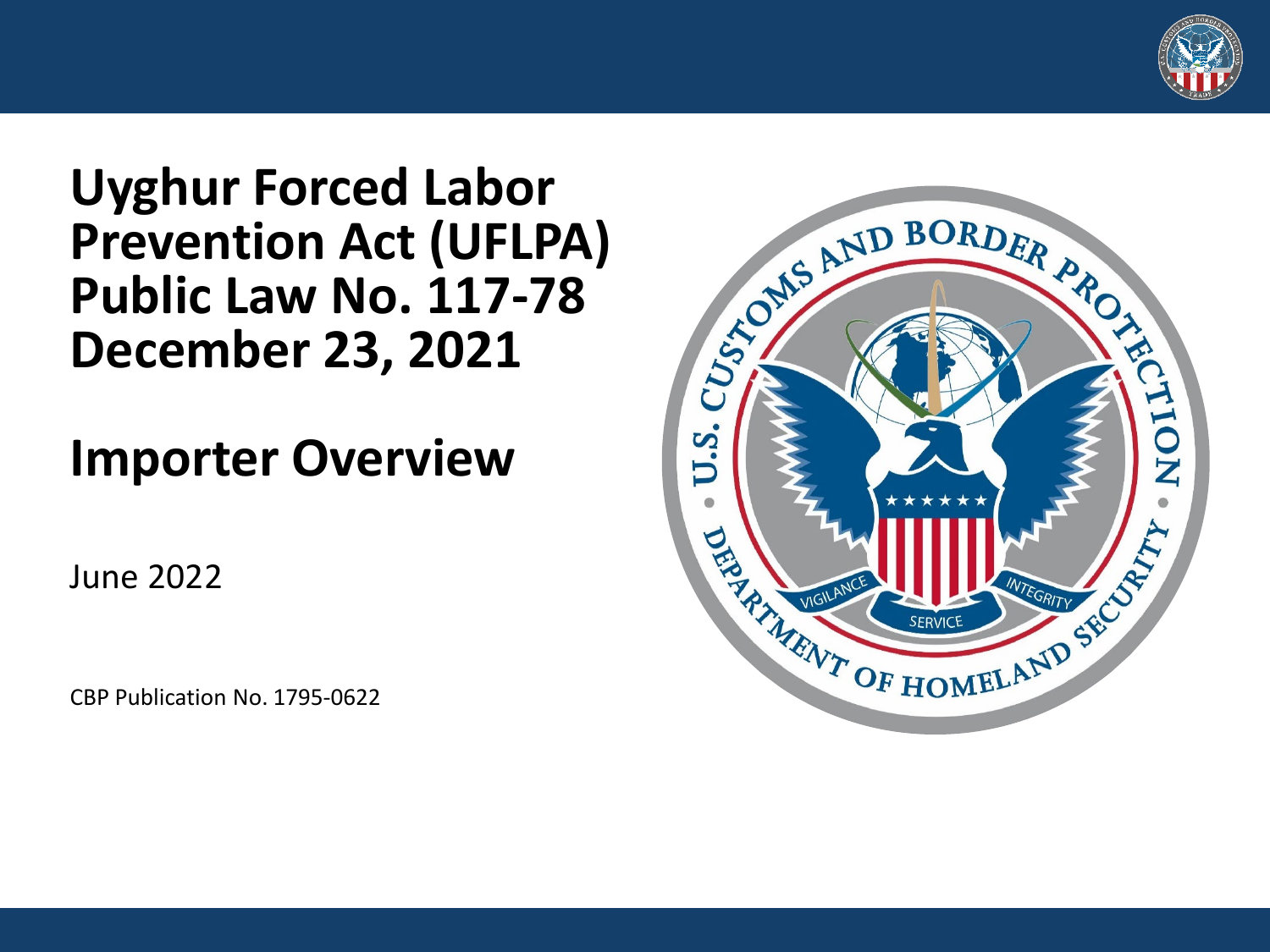# Uyghur Forced Labor Prevention Act (UFLPA) Public Law No. 117-78 December 23, 2021

## Importer Overview

June 2022

CBP Publication No. 1795-0622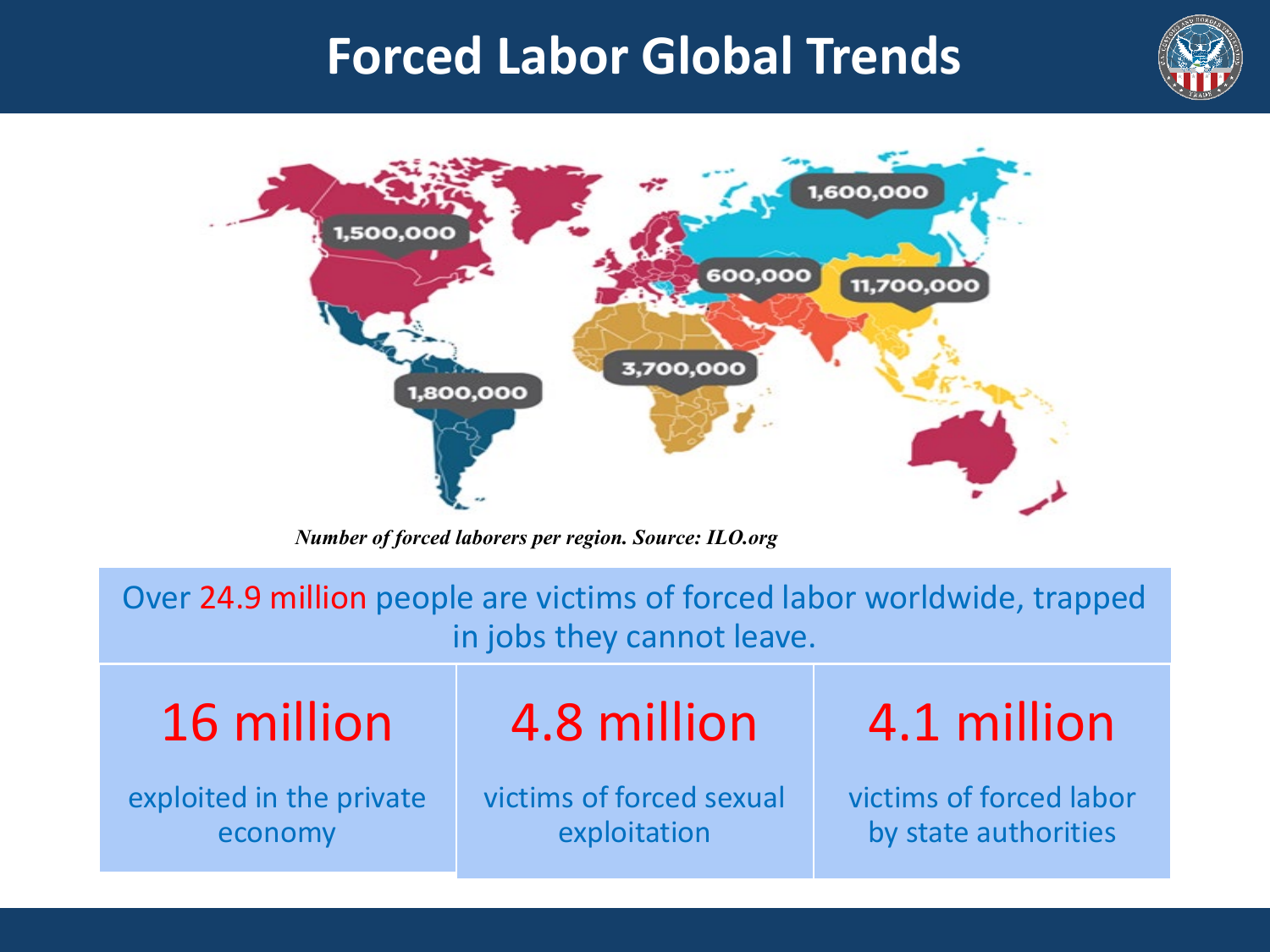# Forced Labor Global Trends

1,500,000

1,600,000

600,000

11,700,000

3,700,000

1,800,000

*Number of forced laborers per region. Source: ILO.org*

Over 24.9 million people are victims of forced labor worldwide, trapped in jobs they cannot leave.

| 16 million | 4.8 million | 4.1 million |
|---|---|---|
| exploited in the private economy | victims of forced sexual exploitation | victims of forced labor by state authorities |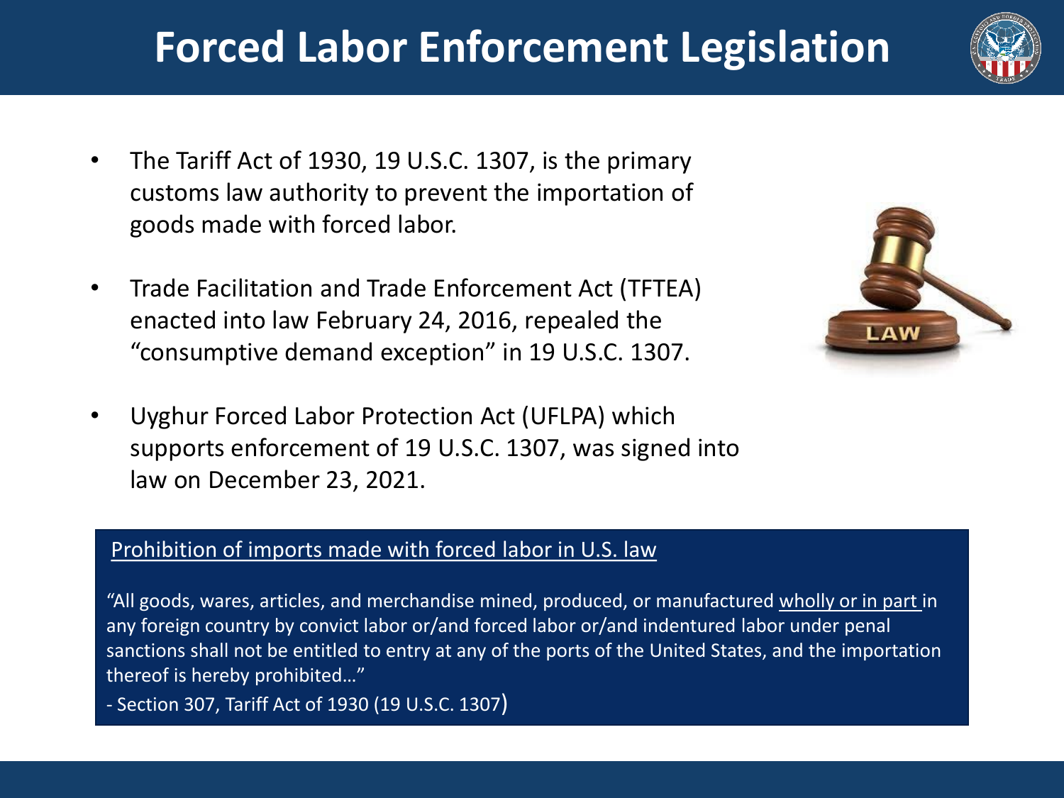# Forced Labor Enforcement Legislation

- The Tariff Act of 1930, 19 U.S.C. 1307, is the primary customs law authority to prevent the importation of goods made with forced labor.
- Trade Facilitation and Trade Enforcement Act (TFTEA) enacted into law February 24, 2016, repealed the "consumptive demand exception" in 19 U.S.C. 1307.
- Uyghur Forced Labor Protection Act (UFLPA) which supports enforcement of 19 U.S.C. 1307, was signed into law on December 23, 2021.

<u>Prohibition of imports made with forced labor in U.S. law</u>

"All goods, wares, articles, and merchandise mined, produced, or manufactured <u>wholly or in part</u> in any foreign country by convict labor or/and forced labor or/and indentured labor under penal sanctions shall not be entitled to entry at any of the ports of the United States, and the importation thereof is hereby prohibited…"

- Section 307, Tariff Act of 1930 (19 U.S.C. 1307)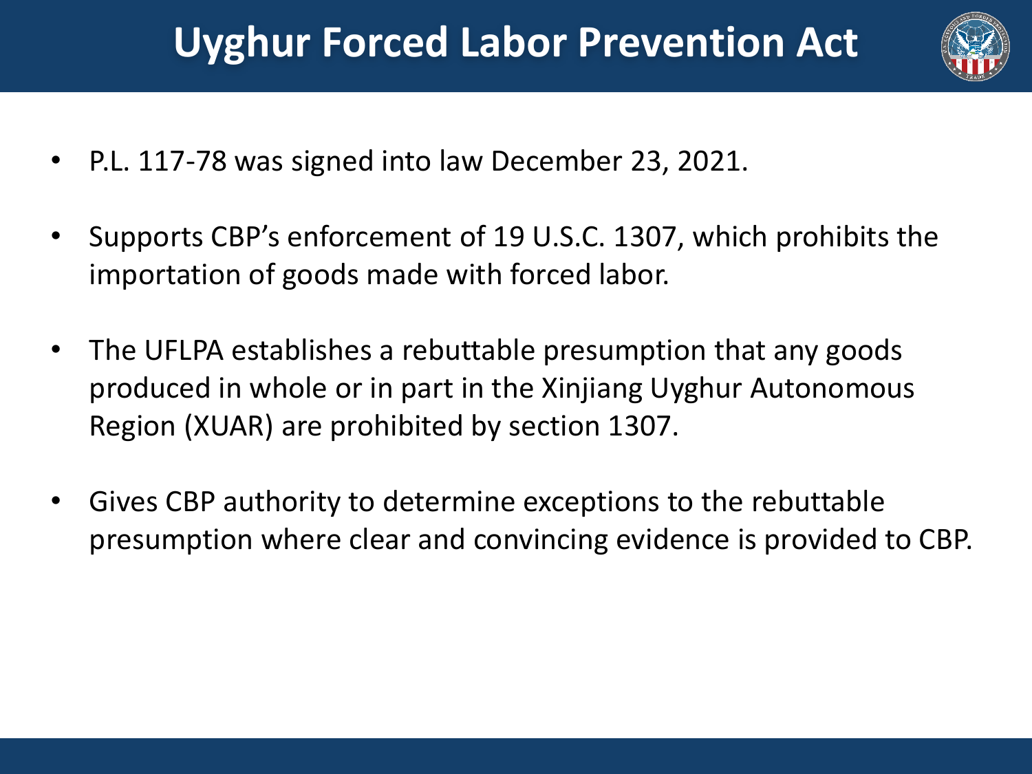# Uyghur Forced Labor Prevention Act

- P.L. 117-78 was signed into law December 23, 2021.
- Supports CBP's enforcement of 19 U.S.C. 1307, which prohibits the importation of goods made with forced labor.
- The UFLPA establishes a rebuttable presumption that any goods produced in whole or in part in the Xinjiang Uyghur Autonomous Region (XUAR) are prohibited by section 1307.
- Gives CBP authority to determine exceptions to the rebuttable presumption where clear and convincing evidence is provided to CBP.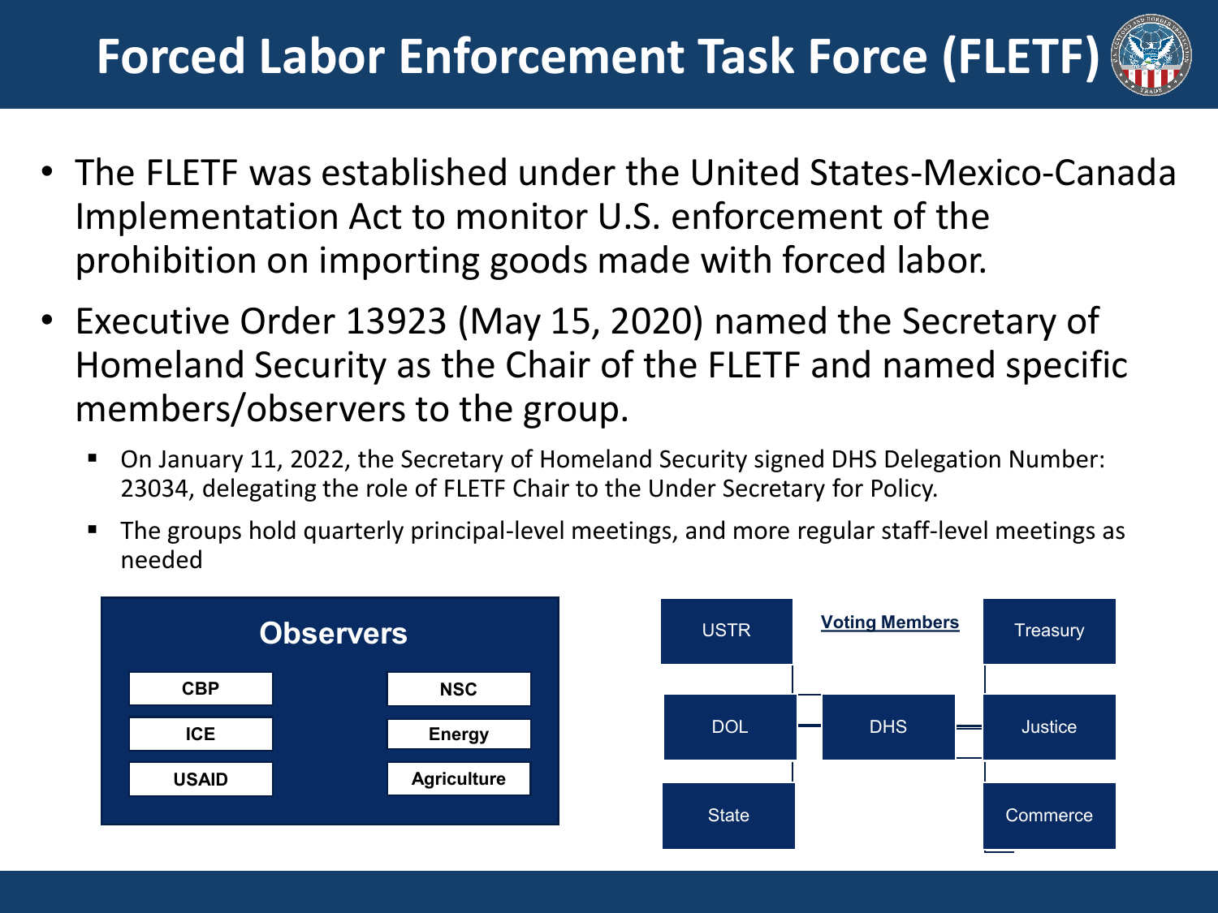# Forced Labor Enforcement Task Force (FLETF)

- The FLETF was established under the United States-Mexico-Canada Implementation Act to monitor U.S. enforcement of the prohibition on importing goods made with forced labor.
- Executive Order 13923 (May 15, 2020) named the Secretary of Homeland Security as the Chair of the FLETF and named specific members/observers to the group.
  - On January 11, 2022, the Secretary of Homeland Security signed DHS Delegation Number: 23034, delegating the role of FLETF Chair to the Under Secretary for Policy.
  - The groups hold quarterly principal-level meetings, and more regular staff-level meetings as needed

**Observers**

| | |
|---|---|
| CBP | NSC |
| ICE | Energy |
| USAID | Agriculture |

**Voting Members**

| | | |
|---|---|---|
| USTR | | Treasury |
| DOL | DHS | Justice |
| State | | Commerce |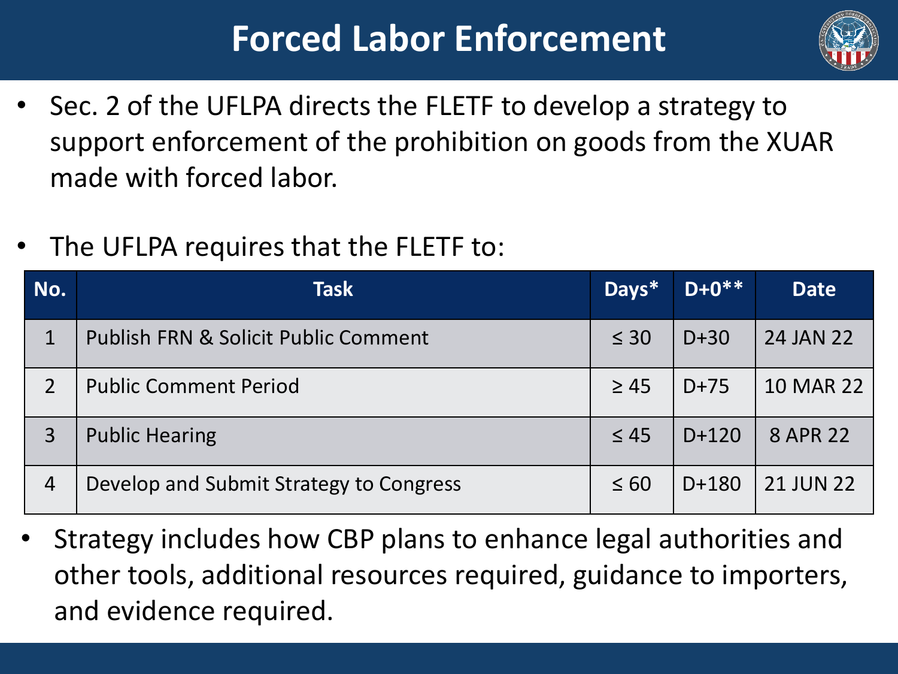# Forced Labor Enforcement

- Sec. 2 of the UFLPA directs the FLETF to develop a strategy to support enforcement of the prohibition on goods from the XUAR made with forced labor.

- The UFLPA requires that the FLETF to:

| No. | Task | Days* | D+0** | Date |
|---|---|---|---|---|
| 1 | Publish FRN & Solicit Public Comment | ≤ 30 | D+30 | 24 JAN 22 |
| 2 | Public Comment Period | ≥ 45 | D+75 | 10 MAR 22 |
| 3 | Public Hearing | ≤ 45 | D+120 | 8 APR 22 |
| 4 | Develop and Submit Strategy to Congress | ≤ 60 | D+180 | 21 JUN 22 |

- Strategy includes how CBP plans to enhance legal authorities and other tools, additional resources required, guidance to importers, and evidence required.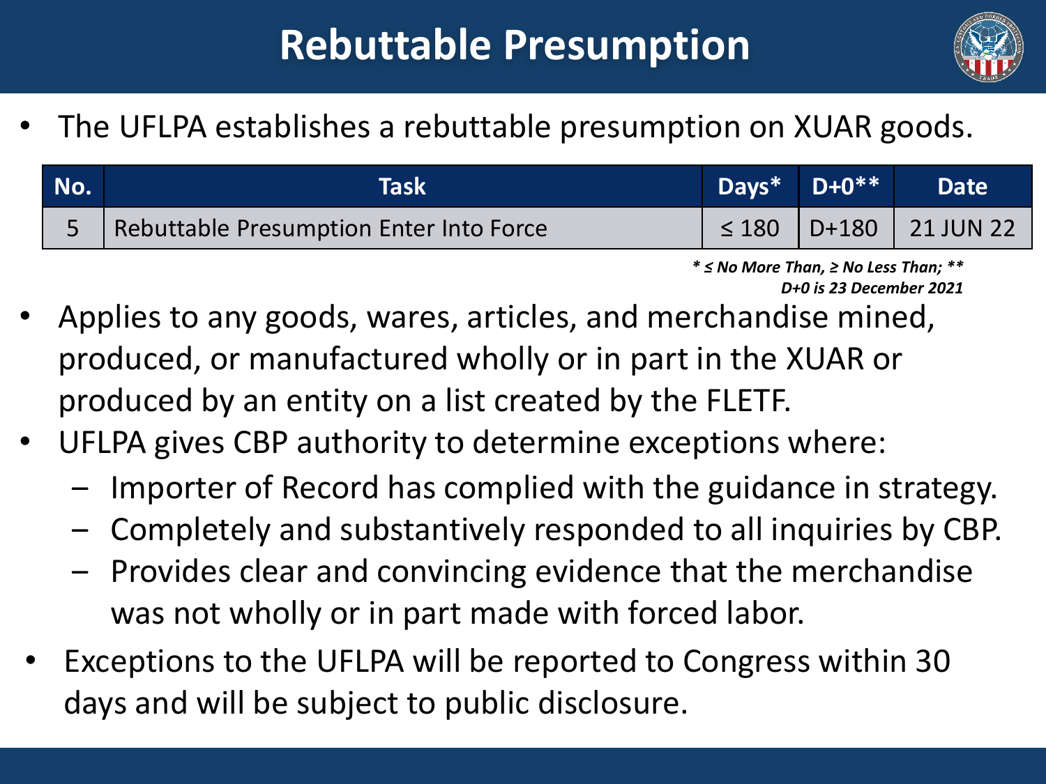# Rebuttable Presumption

- The UFLPA establishes a rebuttable presumption on XUAR goods.

| No. | Task | Days* | D+0** | Date |
|---|---|---|---|---|
| 5 | Rebuttable Presumption Enter Into Force | ≤ 180 | D+180 | 21 JUN 22 |

*\* ≤ No More Than, ≥ No Less Than; \*\* D+0 is 23 December 2021*

- Applies to any goods, wares, articles, and merchandise mined, produced, or manufactured wholly or in part in the XUAR or produced by an entity on a list created by the FLETF.
- UFLPA gives CBP authority to determine exceptions where:
  - Importer of Record has complied with the guidance in strategy.
  - Completely and substantively responded to all inquiries by CBP.
  - Provides clear and convincing evidence that the merchandise was not wholly or in part made with forced labor.
- Exceptions to the UFLPA will be reported to Congress within 30 days and will be subject to public disclosure.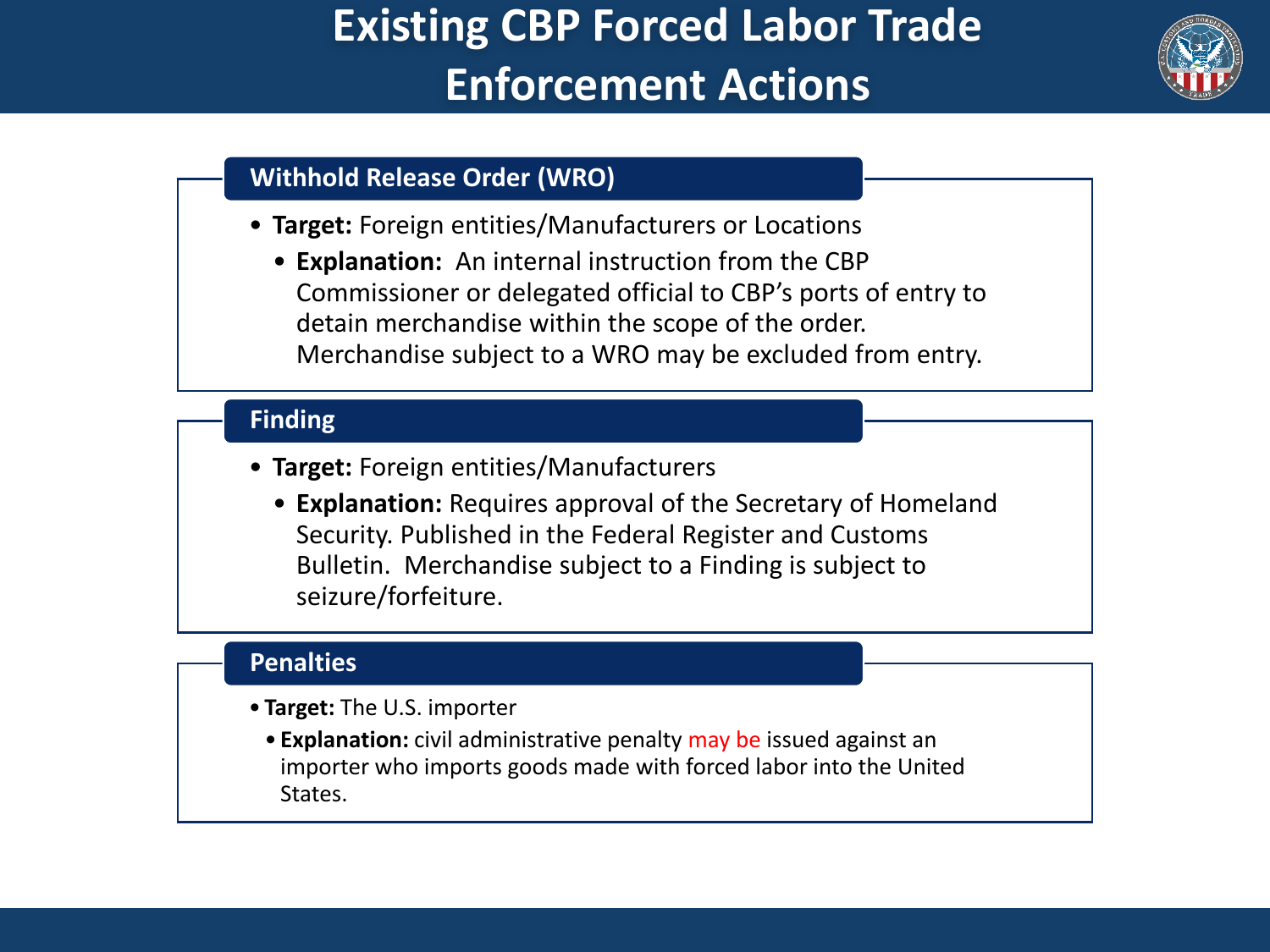# Existing CBP Forced Labor Trade Enforcement Actions

## Withhold Release Order (WRO)

- **Target:** Foreign entities/Manufacturers or Locations
  - **Explanation:** An internal instruction from the CBP Commissioner or delegated official to CBP's ports of entry to detain merchandise within the scope of the order. Merchandise subject to a WRO may be excluded from entry.

## Finding

- **Target:** Foreign entities/Manufacturers
  - **Explanation:** Requires approval of the Secretary of Homeland Security. Published in the Federal Register and Customs Bulletin. Merchandise subject to a Finding is subject to seizure/forfeiture.

## Penalties

- **Target:** The U.S. importer
  - **Explanation:** civil administrative penalty may be issued against an importer who imports goods made with forced labor into the United States.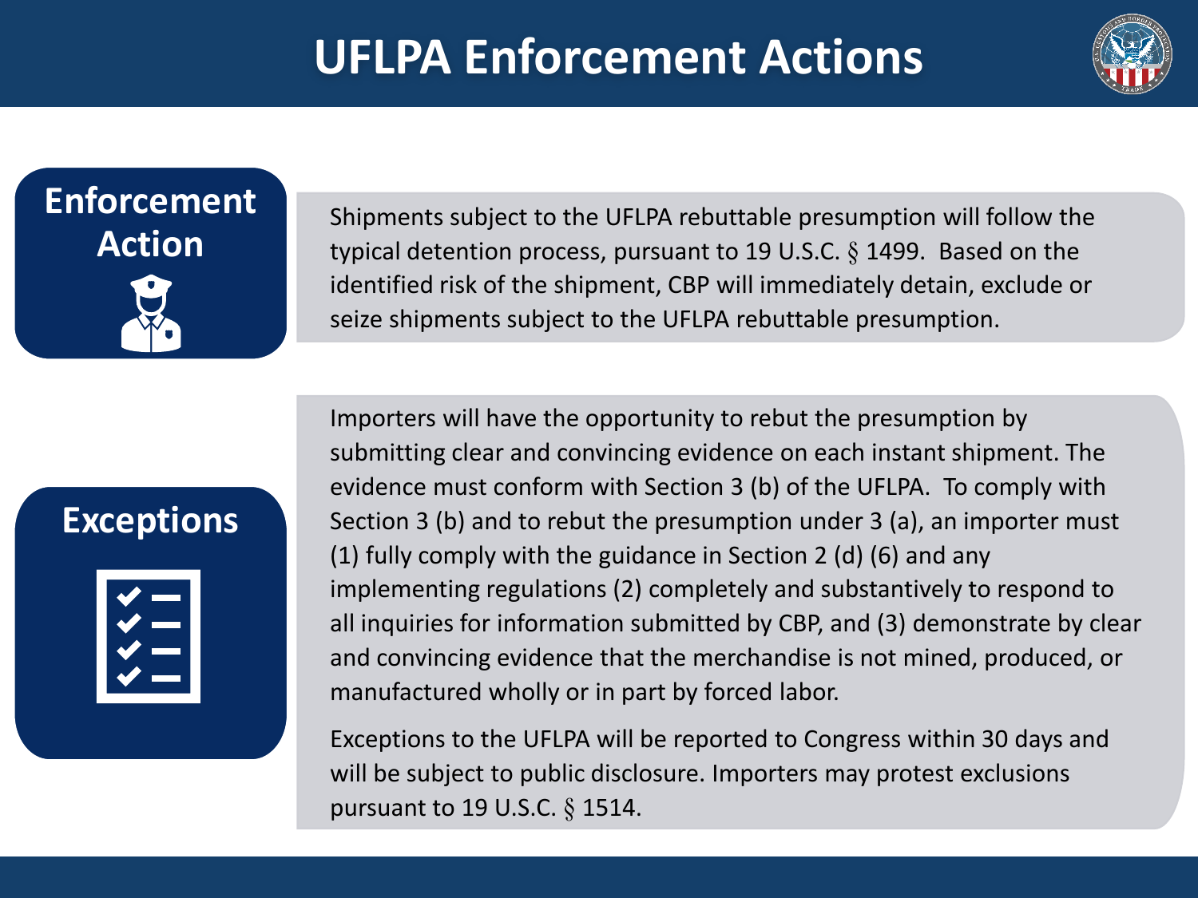# UFLPA Enforcement Actions

## Enforcement Action

Shipments subject to the UFLPA rebuttable presumption will follow the typical detention process, pursuant to 19 U.S.C. § 1499. Based on the identified risk of the shipment, CBP will immediately detain, exclude or seize shipments subject to the UFLPA rebuttable presumption.

## Exceptions

Importers will have the opportunity to rebut the presumption by submitting clear and convincing evidence on each instant shipment. The evidence must conform with Section 3 (b) of the UFLPA. To comply with Section 3 (b) and to rebut the presumption under 3 (a), an importer must (1) fully comply with the guidance in Section 2 (d) (6) and any implementing regulations (2) completely and substantively to respond to all inquiries for information submitted by CBP, and (3) demonstrate by clear and convincing evidence that the merchandise is not mined, produced, or manufactured wholly or in part by forced labor.

Exceptions to the UFLPA will be reported to Congress within 30 days and will be subject to public disclosure. Importers may protest exclusions pursuant to 19 U.S.C. § 1514.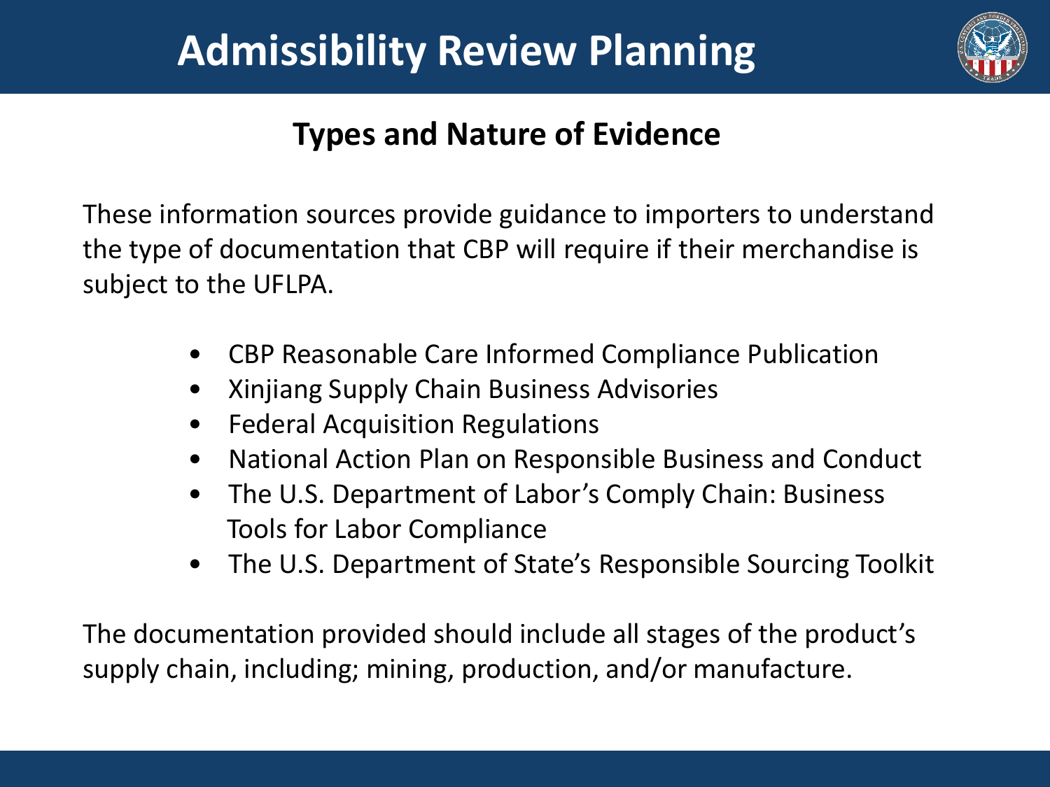# Admissibility Review Planning

## Types and Nature of Evidence

These information sources provide guidance to importers to understand the type of documentation that CBP will require if their merchandise is subject to the UFLPA.

- CBP Reasonable Care Informed Compliance Publication
- Xinjiang Supply Chain Business Advisories
- Federal Acquisition Regulations
- National Action Plan on Responsible Business and Conduct
- The U.S. Department of Labor's Comply Chain: Business Tools for Labor Compliance
- The U.S. Department of State's Responsible Sourcing Toolkit

The documentation provided should include all stages of the product's supply chain, including; mining, production, and/or manufacture.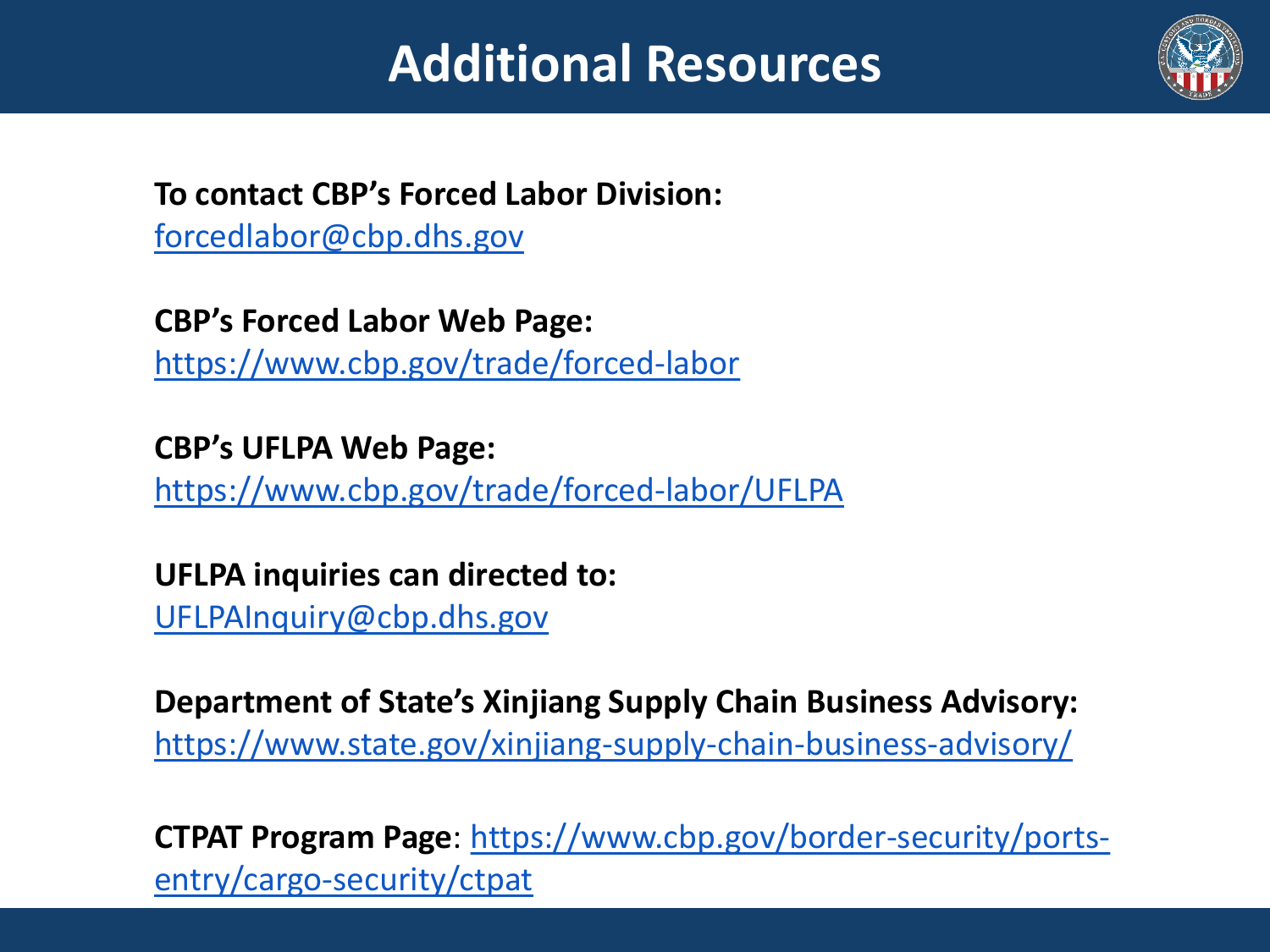# Additional Resources

**To contact CBP's Forced Labor Division:**
forcedlabor@cbp.dhs.gov

**CBP's Forced Labor Web Page:**
https://www.cbp.gov/trade/forced-labor

**CBP's UFLPA Web Page:**
https://www.cbp.gov/trade/forced-labor/UFLPA

**UFLPA inquiries can directed to:**
UFLPAInquiry@cbp.dhs.gov

**Department of State's Xinjiang Supply Chain Business Advisory:**
https://www.state.gov/xinjiang-supply-chain-business-advisory/

**CTPAT Program Page**: https://www.cbp.gov/border-security/ports-entry/cargo-security/ctpat